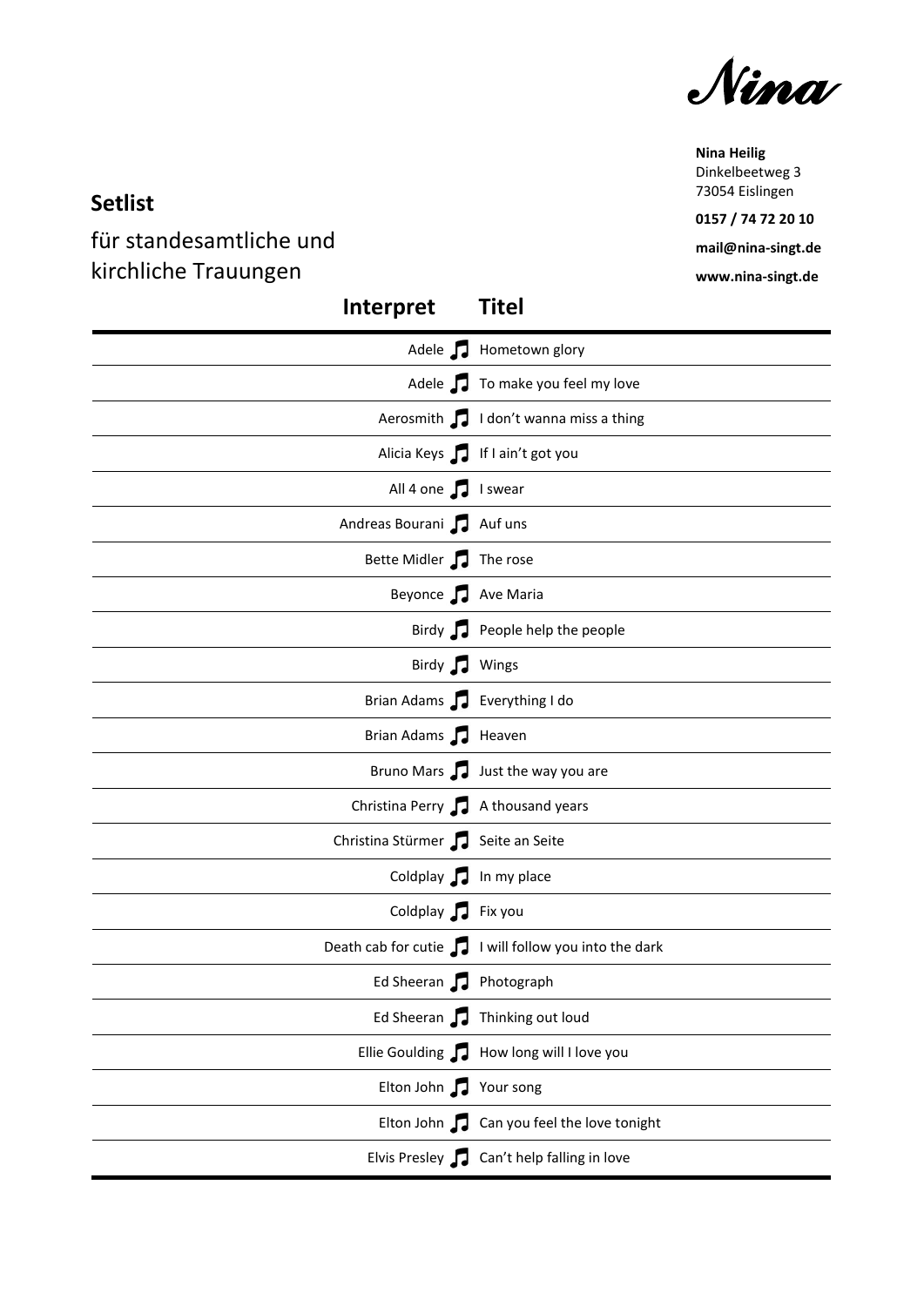Nina

**Nina Heilig**
Dinkelbeetweg 3
73054 Eislingen

**0157 / 74 72 20 10**

**mail@nina-singt.de**

**www.nina-singt.de**

## Setlist

für standesamtliche und kirchliche Trauungen

| Interpret | Titel |
|---|---|
| Adele ♫ | Hometown glory |
| Adele ♫ | To make you feel my love |
| Aerosmith ♫ | I don't wanna miss a thing |
| Alicia Keys ♫ | If I ain't got you |
| All 4 one ♫ | I swear |
| Andreas Bourani ♫ | Auf uns |
| Bette Midler ♫ | The rose |
| Beyonce ♫ | Ave Maria |
| Birdy ♫ | People help the people |
| Birdy ♫ | Wings |
| Brian Adams ♫ | Everything I do |
| Brian Adams ♫ | Heaven |
| Bruno Mars ♫ | Just the way you are |
| Christina Perry ♫ | A thousand years |
| Christina Stürmer ♫ | Seite an Seite |
| Coldplay ♫ | In my place |
| Coldplay ♫ | Fix you |
| Death cab for cutie ♫ | I will follow you into the dark |
| Ed Sheeran ♫ | Photograph |
| Ed Sheeran ♫ | Thinking out loud |
| Ellie Goulding ♫ | How long will I love you |
| Elton John ♫ | Your song |
| Elton John ♫ | Can you feel the love tonight |
| Elvis Presley ♫ | Can't help falling in love |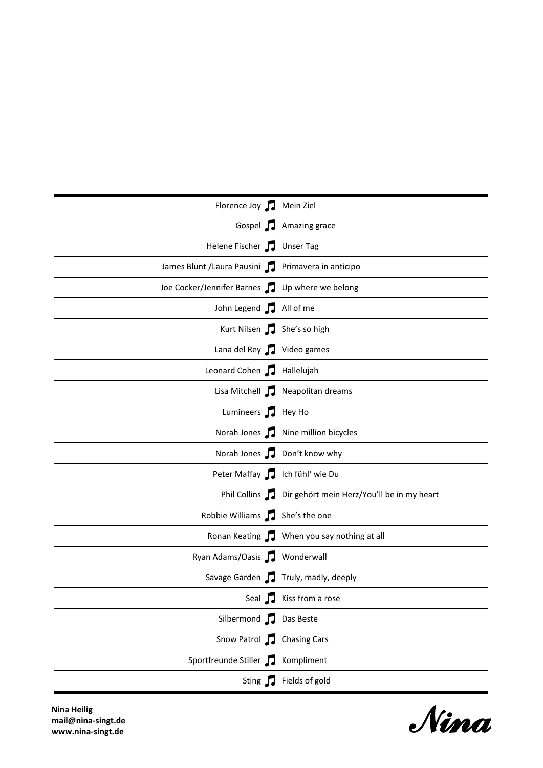| Artist | | Song |
|---|---|---|
| Florence Joy | ♫ | Mein Ziel |
| Gospel | ♫ | Amazing grace |
| Helene Fischer | ♫ | Unser Tag |
| James Blunt /Laura Pausini | ♫ | Primavera in anticipo |
| Joe Cocker/Jennifer Barnes | ♫ | Up where we belong |
| John Legend | ♫ | All of me |
| Kurt Nilsen | ♫ | She's so high |
| Lana del Rey | ♫ | Video games |
| Leonard Cohen | ♫ | Hallelujah |
| Lisa Mitchell | ♫ | Neapolitan dreams |
| Lumineers | ♫ | Hey Ho |
| Norah Jones | ♫ | Nine million bicycles |
| Norah Jones | ♫ | Don't know why |
| Peter Maffay | ♫ | Ich fühl' wie Du |
| Phil Collins | ♫ | Dir gehört mein Herz/You'll be in my heart |
| Robbie Williams | ♫ | She's the one |
| Ronan Keating | ♫ | When you say nothing at all |
| Ryan Adams/Oasis | ♫ | Wonderwall |
| Savage Garden | ♫ | Truly, madly, deeply |
| Seal | ♫ | Kiss from a rose |
| Silbermond | ♫ | Das Beste |
| Snow Patrol | ♫ | Chasing Cars |
| Sportfreunde Stiller | ♫ | Kompliment |
| Sting | ♫ | Fields of gold |

**Nina Heilig**
**mail@nina-singt.de**
**www.nina-singt.de**

*Nina*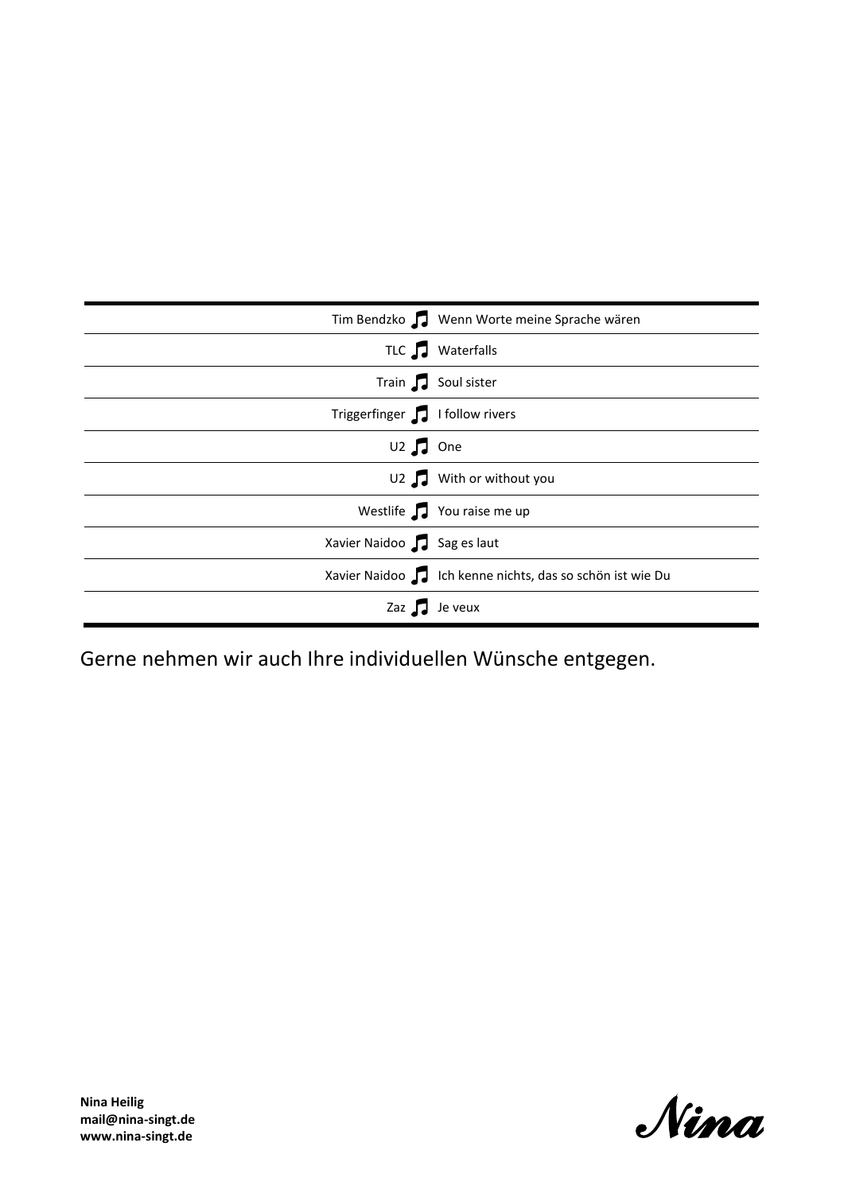| | | |
|---|---|---|
| Tim Bendzko | ♫ | Wenn Worte meine Sprache wären |
| TLC | ♫ | Waterfalls |
| Train | ♫ | Soul sister |
| Triggerfinger | ♫ | I follow rivers |
| U2 | ♫ | One |
| U2 | ♫ | With or without you |
| Westlife | ♫ | You raise me up |
| Xavier Naidoo | ♫ | Sag es laut |
| Xavier Naidoo | ♫ | Ich kenne nichts, das so schön ist wie Du |
| Zaz | ♫ | Je veux |

Gerne nehmen wir auch Ihre individuellen Wünsche entgegen.

**Nina Heilig**
**mail@nina-singt.de**
**www.nina-singt.de**

*Nina*